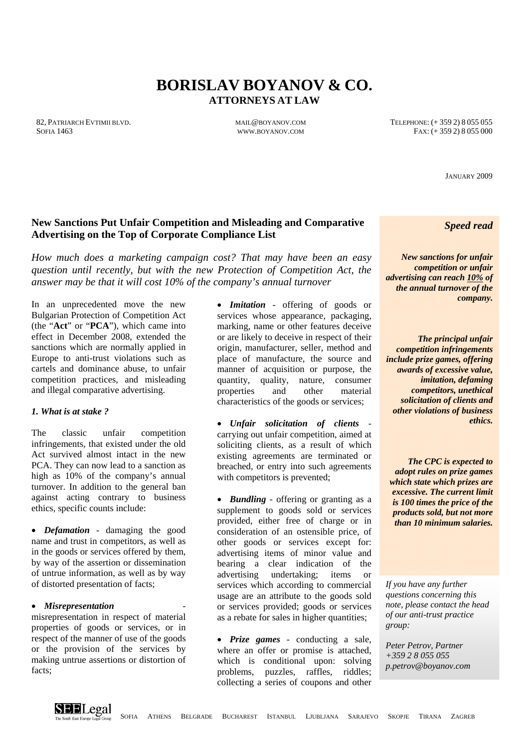# BORISLAV BOYANOV & CO.

**ATTORNEYS AT LAW**

82, PATRIARCH EVTIMII BLVD.
SOFIA 1463

MAIL@BOYANOV.COM
WWW.BOYANOV.COM

TELEPHONE: (+ 359 2) 8 055 055
FAX: (+ 359 2) 8 055 000

JANUARY 2009

## New Sanctions Put Unfair Competition and Misleading and Comparative Advertising on the Top of Corporate Compliance List

*How much does a marketing campaign cost? That may have been an easy question until recently, but with the new Protection of Competition Act, the answer may be that it will cost 10% of the company's annual turnover*

In an unprecedented move the new Bulgarian Protection of Competition Act (the "**Act**" or "**PCA**"), which came into effect in December 2008, extended the sanctions which are normally applied in Europe to anti-trust violations such as cartels and dominance abuse, to unfair competition practices, and misleading and illegal comparative advertising.

### *1. What is at stake ?*

The classic unfair competition infringements, that existed under the old Act survived almost intact in the new PCA. They can now lead to a sanction as high as 10% of the company's annual turnover. In addition to the general ban against acting contrary to business ethics, specific counts include:

- ***Defamation*** - damaging the good name and trust in competitors, as well as in the goods or services offered by them, by way of the assertion or dissemination of untrue information, as well as by way of distorted presentation of facts;
- ***Misrepresentation*** - misrepresentation in respect of material properties of goods or services, or in respect of the manner of use of the goods or the provision of the services by making untrue assertions or distortion of facts;
- ***Imitation*** - offering of goods or services whose appearance, packaging, marking, name or other features deceive or are likely to deceive in respect of their origin, manufacturer, seller, method and place of manufacture, the source and manner of acquisition or purpose, the quantity, quality, nature, consumer properties and other material characteristics of the goods or services;
- ***Unfair solicitation of clients*** - carrying out unfair competition, aimed at soliciting clients, as a result of which existing agreements are terminated or breached, or entry into such agreements with competitors is prevented;
- ***Bundling*** - offering or granting as a supplement to goods sold or services provided, either free of charge or in consideration of an ostensible price, of other goods or services except for: advertising items of minor value and bearing a clear indication of the advertising undertaking; items or services which according to commercial usage are an attribute to the goods sold or services provided; goods or services as a rebate for sales in higher quantities;
- ***Prize games*** - conducting a sale, where an offer or promise is attached, which is conditional upon: solving problems, puzzles, raffles, riddles; collecting a series of coupons and other

***Speed read***

***New sanctions for unfair competition or unfair advertising can reach 10% of the annual turnover of the company.***

***The principal unfair competition infringements include prize games, offering awards of excessive value, imitation, defaming competitors, unethical solicitation of clients and other violations of business ethics.***

***The CPC is expected to adopt rules on prize games which state which prizes are excessive. The current limit is 100 times the price of the products sold, but not more than 10 minimum salaries.***

*If you have any further questions concerning this note, please contact the head of our anti-trust practice group:*

*Peter Petrov, Partner*
*+359 2 8 055 055*
*p.petrov@boyanov.com*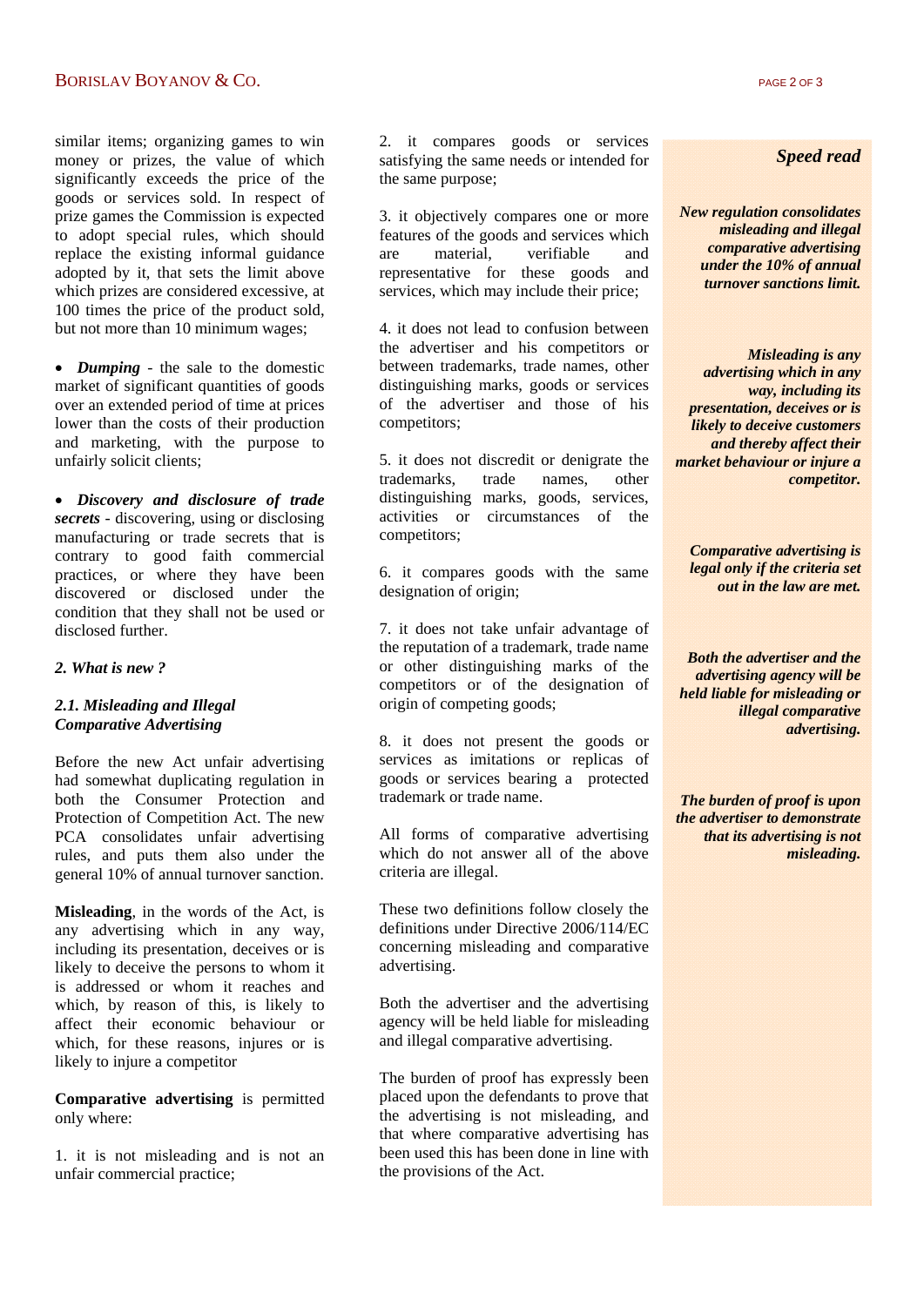similar items; organizing games to win money or prizes, the value of which significantly exceeds the price of the goods or services sold. In respect of prize games the Commission is expected to adopt special rules, which should replace the existing informal guidance adopted by it, that sets the limit above which prizes are considered excessive, at 100 times the price of the product sold, but not more than 10 minimum wages;

- ***Dumping*** - the sale to the domestic market of significant quantities of goods over an extended period of time at prices lower than the costs of their production and marketing, with the purpose to unfairly solicit clients;

- ***Discovery and disclosure of trade secrets*** - discovering, using or disclosing manufacturing or trade secrets that is contrary to good faith commercial practices, or where they have been discovered or disclosed under the condition that they shall not be used or disclosed further.

### *2. What is new ?*

#### *2.1. Misleading and Illegal Comparative Advertising*

Before the new Act unfair advertising had somewhat duplicating regulation in both the Consumer Protection and Protection of Competition Act. The new PCA consolidates unfair advertising rules, and puts them also under the general 10% of annual turnover sanction.

**Misleading**, in the words of the Act, is any advertising which in any way, including its presentation, deceives or is likely to deceive the persons to whom it is addressed or whom it reaches and which, by reason of this, is likely to affect their economic behaviour or which, for these reasons, injures or is likely to injure a competitor

**Comparative advertising** is permitted only where:

1. it is not misleading and is not an unfair commercial practice;

2. it compares goods or services satisfying the same needs or intended for the same purpose;

3. it objectively compares one or more features of the goods and services which are material, verifiable and representative for these goods and services, which may include their price;

4. it does not lead to confusion between the advertiser and his competitors or between trademarks, trade names, other distinguishing marks, goods or services of the advertiser and those of his competitors;

5. it does not discredit or denigrate the trademarks, trade names, other distinguishing marks, goods, services, activities or circumstances of the competitors;

6. it compares goods with the same designation of origin;

7. it does not take unfair advantage of the reputation of a trademark, trade name or other distinguishing marks of the competitors or of the designation of origin of competing goods;

8. it does not present the goods or services as imitations or replicas of goods or services bearing a protected trademark or trade name.

All forms of comparative advertising which do not answer all of the above criteria are illegal.

These two definitions follow closely the definitions under Directive 2006/114/EC concerning misleading and comparative advertising.

Both the advertiser and the advertising agency will be held liable for misleading and illegal comparative advertising.

The burden of proof has expressly been placed upon the defendants to prove that the advertising is not misleading, and that where comparative advertising has been used this has been done in line with the provisions of the Act.

---

***Speed read***

***New regulation consolidates misleading and illegal comparative advertising under the 10% of annual turnover sanctions limit.***

***Misleading is any advertising which in any way, including its presentation, deceives or is likely to deceive customers and thereby affect their market behaviour or injure a competitor.***

***Comparative advertising is legal only if the criteria set out in the law are met.***

***Both the advertiser and the advertising agency will be held liable for misleading or illegal comparative advertising.***

***The burden of proof is upon the advertiser to demonstrate that its advertising is not misleading.***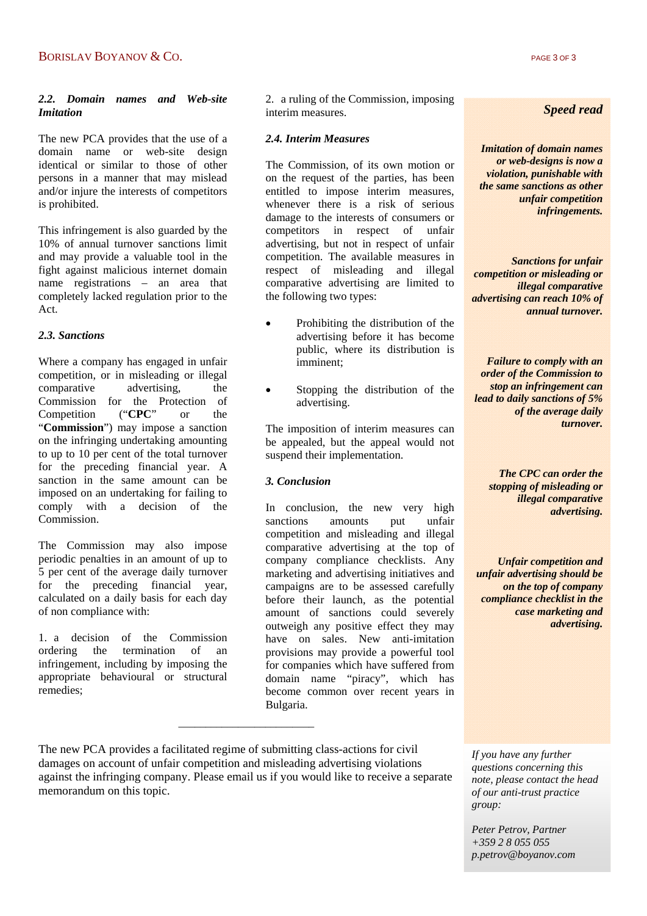### *2.2. Domain names and Web-site Imitation*

The new PCA provides that the use of a domain name or web-site design identical or similar to those of other persons in a manner that may mislead and/or injure the interests of competitors is prohibited.

This infringement is also guarded by the 10% of annual turnover sanctions limit and may provide a valuable tool in the fight against malicious internet domain name registrations – an area that completely lacked regulation prior to the Act.

### *2.3. Sanctions*

Where a company has engaged in unfair competition, or in misleading or illegal comparative advertising, the Commission for the Protection of Competition ("**CPC**" or the "**Commission**") may impose a sanction on the infringing undertaking amounting to up to 10 per cent of the total turnover for the preceding financial year. A sanction in the same amount can be imposed on an undertaking for failing to comply with a decision of the Commission.

The Commission may also impose periodic penalties in an amount of up to 5 per cent of the average daily turnover for the preceding financial year, calculated on a daily basis for each day of non compliance with:

1. a decision of the Commission ordering the termination of an infringement, including by imposing the appropriate behavioural or structural remedies;

2. a ruling of the Commission, imposing interim measures.

### *2.4. Interim Measures*

The Commission, of its own motion or on the request of the parties, has been entitled to impose interim measures, whenever there is a risk of serious damage to the interests of consumers or competitors in respect of unfair advertising, but not in respect of unfair competition. The available measures in respect of misleading and illegal comparative advertising are limited to the following two types:

- Prohibiting the distribution of the advertising before it has become public, where its distribution is imminent;
- Stopping the distribution of the advertising.

The imposition of interim measures can be appealed, but the appeal would not suspend their implementation.

### *3. Conclusion*

In conclusion, the new very high sanctions amounts put unfair competition and misleading and illegal comparative advertising at the top of company compliance checklists. Any marketing and advertising initiatives and campaigns are to be assessed carefully before their launch, as the potential amount of sanctions could severely outweigh any positive effect they may have on sales. New anti-imitation provisions may provide a powerful tool for companies which have suffered from domain name "piracy", which has become common over recent years in Bulgaria.

---

The new PCA provides a facilitated regime of submitting class-actions for civil damages on account of unfair competition and misleading advertising violations against the infringing company. Please email us if you would like to receive a separate memorandum on this topic.

## *Speed read*

***Imitation of domain names or web-designs is now a violation, punishable with the same sanctions as other unfair competition infringements.***

***Sanctions for unfair competition or misleading or illegal comparative advertising can reach 10% of annual turnover.***

***Failure to comply with an order of the Commission to stop an infringement can lead to daily sanctions of 5% of the average daily turnover.***

***The CPC can order the stopping of misleading or illegal comparative advertising.***

***Unfair competition and unfair advertising should be on the top of company compliance checklist in the case marketing and advertising.***

*If you have any further questions concerning this note, please contact the head of our anti-trust practice group:*

*Peter Petrov, Partner*
*+359 2 8 055 055*
*p.petrov@boyanov.com*